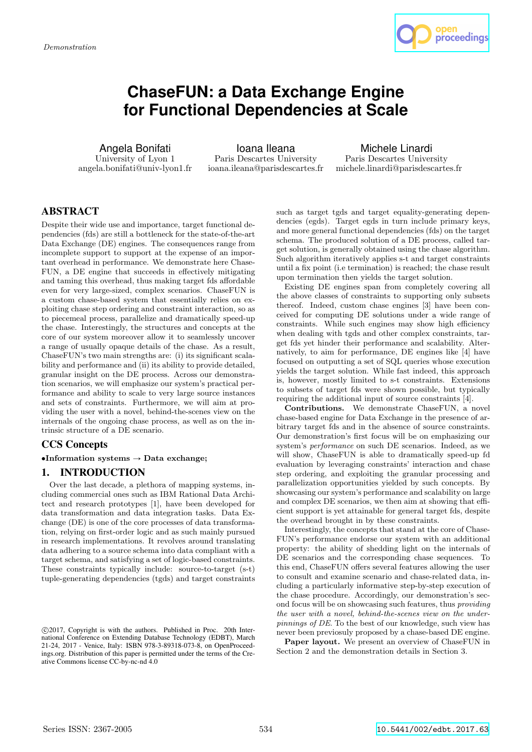Demonstration

# ChaseFUN: a Data Exchange Engine for Functional Dependencies at Scale

Angela Bonifati
University of Lyon 1
angela.bonifati@univ-lyon1.fr

Ioana Ileana
Paris Descartes University
ioana.ileana@parisdescartes.fr

Michele Linardi
Paris Descartes University
michele.linardi@parisdescartes.fr

## ABSTRACT

Despite their wide use and importance, target functional dependencies (fds) are still a bottleneck for the state-of-the-art Data Exchange (DE) engines. The consequences range from incomplete support to support at the expense of an important overhead in performance. We demonstrate here ChaseFUN, a DE engine that succeeds in effectively mitigating and taming this overhead, thus making target fds affordable even for very large-sized, complex scenarios. ChaseFUN is a custom chase-based system that essentially relies on exploiting chase step ordering and constraint interaction, so as to piecemeal process, parallelize and dramatically speed-up the chase. Interestingly, the structures and concepts at the core of our system moreover allow it to seamlessly uncover a range of usually opaque details of the chase. As a result, ChaseFUN's two main strengths are: (i) its significant scalability and performance and (ii) its ability to provide detailed, granular insight on the DE process. Across our demonstration scenarios, we will emphasize our system's practical performance and ability to scale to very large source instances and sets of constraints. Furthermore, we will aim at providing the user with a novel, behind-the-scenes view on the internals of the ongoing chase process, as well as on the intrinsic structure of a DE scenario.

## CCS Concepts

**•Information systems → Data exchange;**

## 1. INTRODUCTION

Over the last decade, a plethora of mapping systems, including commercial ones such as IBM Rational Data Architect and research prototypes [1], have been developed for data transformation and data integration tasks. Data Exchange (DE) is one of the core processes of data transformation, relying on first-order logic and as such mainly pursued in research implementations. It revolves around translating data adhering to a source schema into data compliant with a target schema, and satisfying a set of logic-based constraints. These constraints typically include: source-to-target (s-t) tuple-generating dependencies (tgds) and target constraints such as target tgds and target equality-generating dependencies (egds). Target egds in turn include primary keys, and more general functional dependencies (fds) on the target schema. The produced solution of a DE process, called target solution, is generally obtained using the chase algorithm. Such algorithm iteratively applies s-t and target constraints until a fix point (i.e termination) is reached; the chase result upon termination then yields the target solution.

Existing DE engines span from completely covering all the above classes of constraints to supporting only subsets thereof. Indeed, custom chase engines [3] have been conceived for computing DE solutions under a wide range of constraints. While such engines may show high efficiency when dealing with tgds and other complex constraints, target fds yet hinder their performance and scalability. Alternatively, to aim for performance, DE engines like [4] have focused on outputting a set of SQL queries whose execution yields the target solution. While fast indeed, this approach is, however, mostly limited to s-t constraints. Extensions to subsets of target fds were shown possible, but typically requiring the additional input of source constraints [4].

**Contributions.** We demonstrate ChaseFUN, a novel chase-based engine for Data Exchange in the presence of arbitrary target fds and in the absence of source constraints. Our demonstration's first focus will be on emphasizing our system's *performance* on such DE scenarios. Indeed, as we will show, ChaseFUN is able to dramatically speed-up fd evaluation by leveraging constraints' interaction and chase step ordering, and exploiting the granular processing and parallelization opportunities yielded by such concepts. By showcasing our system's performance and scalability on large and complex DE scenarios, we then aim at showing that efficient support is yet attainable for general target fds, despite the overhead brought in by these constraints.

Interestingly, the concepts that stand at the core of ChaseFUN's performance endorse our system with an additional property: the ability of shedding light on the internals of DE scenarios and the corresponding chase sequences. To this end, ChaseFUN offers several features allowing the user to consult and examine scenario and chase-related data, including a particularly informative step-by-step execution of the chase procedure. Accordingly, our demonstration's second focus will be on showcasing such features, thus *providing the user with a novel, behind-the-scenes view on the underpinnings of DE.* To the best of our knowledge, such view has never been previosuly proposed by a chase-based DE engine.

**Paper layout.** We present an overview of ChaseFUN in Section 2 and the demonstration details in Section 3.

©2017, Copyright is with the authors. Published in Proc. 20th International Conference on Extending Database Technology (EDBT), March 21-24, 2017 - Venice, Italy: ISBN 978-3-89318-073-8, on OpenProceedings.org. Distribution of this paper is permitted under the terms of the Creative Commons license CC-by-nc-nd 4.0

Series ISSN: 2367-2005 10.5441/002/edbt.2017.63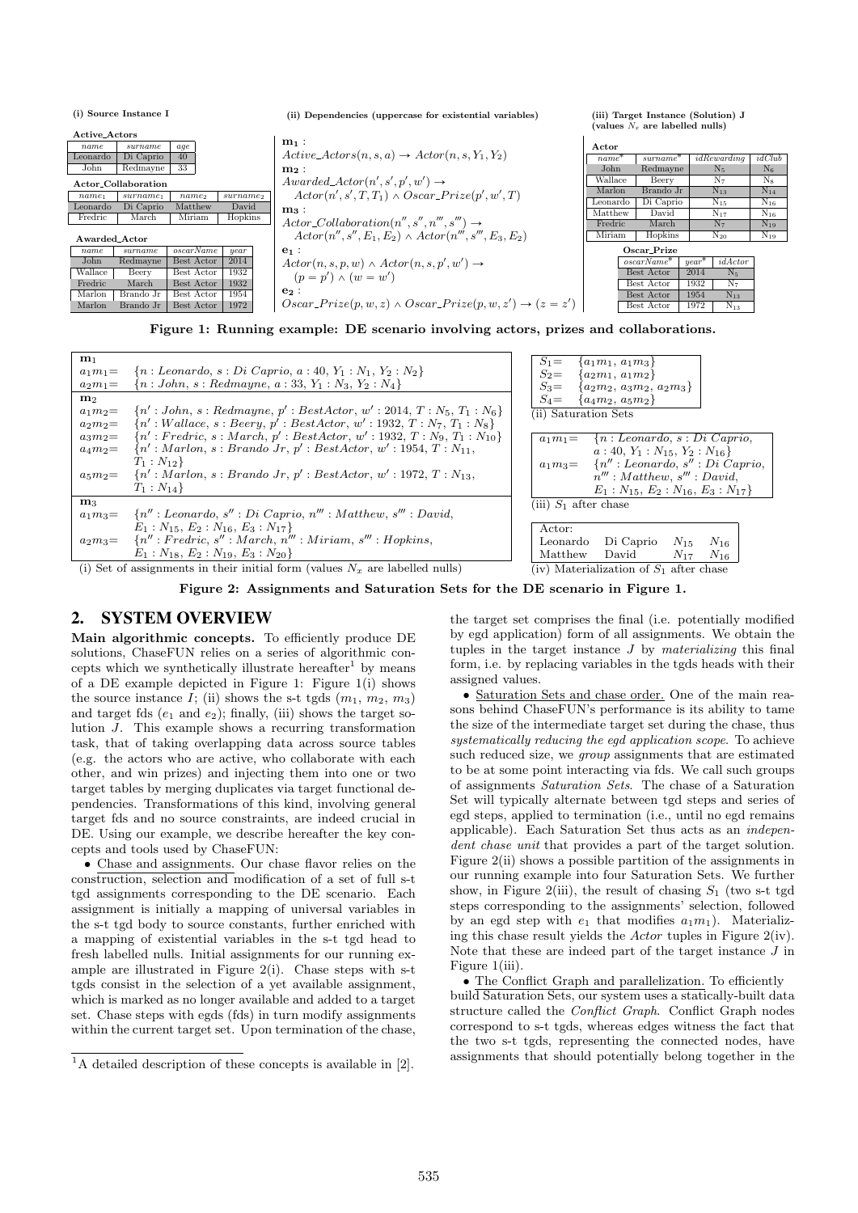**(i) Source Instance I**

**Active_Actors**

| *name* | *surname* | *age* |
|---|---|---|
| Leonardo | Di Caprio | 40 |
| John | Redmayne | 33 |

**Actor_Collaboration**

| *name*$_1$ | *surname*$_1$ | *name*$_2$ | *surname*$_2$ |
|---|---|---|---|
| Leonardo | Di Caprio | Matthew | David |
| Fredric | March | Miriam | Hopkins |

**Awarded_Actor**

| *name* | *surname* | *oscarName* | *year* |
|---|---|---|---|
| John | Redmayne | Best Actor | 2014 |
| Wallace | Beery | Best Actor | 1932 |
| Fredric | March | Best Actor | 1932 |
| Marlon | Brando Jr | Best Actor | 1954 |
| Marlon | Brando Jr | Best Actor | 1972 |

**(ii) Dependencies (uppercase for existential variables)**

$\mathbf{m_1}$ :
$Active\_Actors(n, s, a) \rightarrow Actor(n, s, Y_1, Y_2)$

$\mathbf{m_2}$ :
$Awarded\_Actor(n', s', p', w') \rightarrow Actor(n', s', T, T_1) \wedge Oscar\_Prize(p', w', T)$

$\mathbf{m_3}$ :
$Actor\_Collaboration(n'', s'', n''', s''') \rightarrow Actor(n'', s'', E_1, E_2) \wedge Actor(n''', s''', E_3, E_2)$

$\mathbf{e_1}$ :
$Actor(n, s, p, w) \wedge Actor(n, s, p', w') \rightarrow (p = p') \wedge (w = w')$

$\mathbf{e_2}$ :
$Oscar\_Prize(p, w, z) \wedge Oscar\_Prize(p, w, z') \rightarrow (z = z')$

**(iii) Target Instance (Solution) J (values $N_x$ are labelled nulls)**

**Actor**

| *name** | *surname** | *idRewarding* | *idClub* |
|---|---|---|---|
| John | Redmayne | $N_5$ | $N_6$ |
| Wallace | Beery | $N_7$ | $N_8$ |
| Marlon | Brando Jr | $N_{13}$ | $N_{14}$ |
| Leonardo | Di Caprio | $N_{15}$ | $N_{16}$ |
| Matthew | David | $N_{17}$ | $N_{16}$ |
| Fredric | March | $N_7$ | $N_{19}$ |
| Miriam | Hopkins | $N_{20}$ | $N_{19}$ |

**Oscar_Prize**

| *oscarName** | *year** | *idActor* |
|---|---|---|
| Best Actor | 2014 | $N_5$ |
| Best Actor | 1932 | $N_7$ |
| Best Actor | 1954 | $N_{13}$ |
| Best Actor | 1972 | $N_{13}$ |

**Figure 1: Running example: DE scenario involving actors, prizes and collaborations.**

**(i) Set of assignments in their initial form (values $N_x$ are labelled nulls)**

$\mathbf{m_1}$
- $a_1m_1 = \{n : Leonardo,\ s : Di\ Caprio,\ a : 40,\ Y_1 : N_1,\ Y_2 : N_2\}$
- $a_2m_1 = \{n : John,\ s : Redmayne,\ a : 33,\ Y_1 : N_3,\ Y_2 : N_4\}$

$\mathbf{m_2}$
- $a_1m_2 = \{n' : John,\ s : Redmayne,\ p' : BestActor,\ w' : 2014,\ T : N_5,\ T_1 : N_6\}$
- $a_2m_2 = \{n' : Wallace,\ s : Beery,\ p' : BestActor,\ w' : 1932,\ T : N_7,\ T_1 : N_8\}$
- $a_3m_2 = \{n' : Fredric,\ s : March,\ p' : BestActor,\ w' : 1932,\ T : N_9,\ T_1 : N_{10}\}$
- $a_4m_2 = \{n' : Marlon,\ s : Brando\ Jr,\ p' : BestActor,\ w' : 1954,\ T : N_{11},\ T_1 : N_{12}\}$
- $a_5m_2 = \{n' : Marlon,\ s : Brando\ Jr,\ p' : BestActor,\ w' : 1972,\ T : N_{13},\ T_1 : N_{14}\}$

$\mathbf{m_3}$
- $a_1m_3 = \{n'' : Leonardo,\ s'' : Di\ Caprio,\ n''' : Matthew,\ s''' : David,\ E_1 : N_{15},\ E_2 : N_{16},\ E_3 : N_{17}\}$
- $a_2m_3 = \{n'' : Fredric,\ s'' : March,\ n''' : Miriam,\ s''' : Hopkins,\ E_1 : N_{18},\ E_2 : N_{19},\ E_3 : N_{20}\}$

**(ii) Saturation Sets**

- $S_1 = \{a_1m_1, a_1m_3\}$
- $S_2 = \{a_2m_1, a_1m_2\}$
- $S_3 = \{a_2m_2, a_3m_2, a_2m_3\}$
- $S_4 = \{a_4m_2, a_5m_2\}$

**(iii) $S_1$ after chase**

- $a_1m_1 = \{n : Leonardo,\ s : Di\ Caprio,\ a : 40,\ Y_1 : N_{15},\ Y_2 : N_{16}\}$
- $a_1m_3 = \{n'' : Leonardo,\ s'' : Di\ Caprio,\ n''' : Matthew,\ s''' : David,\ E_1 : N_{15},\ E_2 : N_{16},\ E_3 : N_{17}\}$

**(iv) Materialization of $S_1$ after chase**

Actor:

| | | | |
|---|---|---|---|
| Leonardo | Di Caprio | $N_{15}$ | $N_{16}$ |
| Matthew | David | $N_{17}$ | $N_{16}$ |

**Figure 2: Assignments and Saturation Sets for the DE scenario in Figure 1.**

## 2. SYSTEM OVERVIEW

**Main algorithmic concepts.** To efficiently produce DE solutions, ChaseFUN relies on a series of algorithmic concepts which we synthetically illustrate hereafter[1] by means of a DE example depicted in Figure 1: Figure 1(i) shows the source instance $I$; (ii) shows the s-t tgds ($m_1$, $m_2$, $m_3$) and target fds ($e_1$ and $e_2$); finally, (iii) shows the target solution $J$. This example shows a recurring transformation task, that of taking overlapping data across source tables (e.g. the actors who are active, who collaborate with each other, and win prizes) and injecting them into one or two target tables by merging duplicates via target functional dependencies. Transformations of this kind, involving general target fds and no source constraints, are indeed crucial in DE. Using our example, we describe hereafter the key concepts and tools used by ChaseFUN:

- Chase and assignments. Our chase flavor relies on the construction, selection and modification of a set of full s-t tgd assignments corresponding to the DE scenario. Each assignment is initially a mapping of universal variables in the s-t tgd body to source constants, further enriched with a mapping of existential variables in the s-t tgd head to fresh labelled nulls. Initial assignments for our running example are illustrated in Figure 2(i). Chase steps with s-t tgds consist in the selection of a yet available assignment, which is marked as no longer available and added to a target set. Chase steps with egds (fds) in turn modify assignments within the current target set. Upon termination of the chase, the target set comprises the final (i.e. potentially modified by egd application) form of all assignments. We obtain the tuples in the target instance $J$ by *materializing* this final form, i.e. by replacing variables in the tgds heads with their assigned values.

- Saturation Sets and chase order. One of the main reasons behind ChaseFUN's performance is its ability to tame the size of the intermediate target set during the chase, thus *systematically reducing the egd application scope*. To achieve such reduced size, we *group* assignments that are estimated to be at some point interacting via fds. We call such groups of assignments *Saturation Sets*. The chase of a Saturation Set will typically alternate between tgd steps and series of egd steps, applied to termination (i.e., until no egd remains applicable). Each Saturation Set thus acts as an *independent chase unit* that provides a part of the target solution. Figure 2(ii) shows a possible partition of the assignments in our running example into four Saturation Sets. We further show, in Figure 2(iii), the result of chasing $S_1$ (two s-t tgd steps corresponding to the assignments' selection, followed by an egd step with $e_1$ that modifies $a_1m_1$). Materializing this chase result yields the *Actor* tuples in Figure 2(iv). Note that these are indeed part of the target instance $J$ in Figure 1(iii).

- The Conflict Graph and parallelization. To efficiently build Saturation Sets, our system uses a statically-built data structure called the *Conflict Graph*. Conflict Graph nodes correspond to s-t tgds, whereas edges witness the fact that the two s-t tgds, representing the connected nodes, have assignments that should potentially belong together in the

[1] A detailed description of these concepts is available in [2].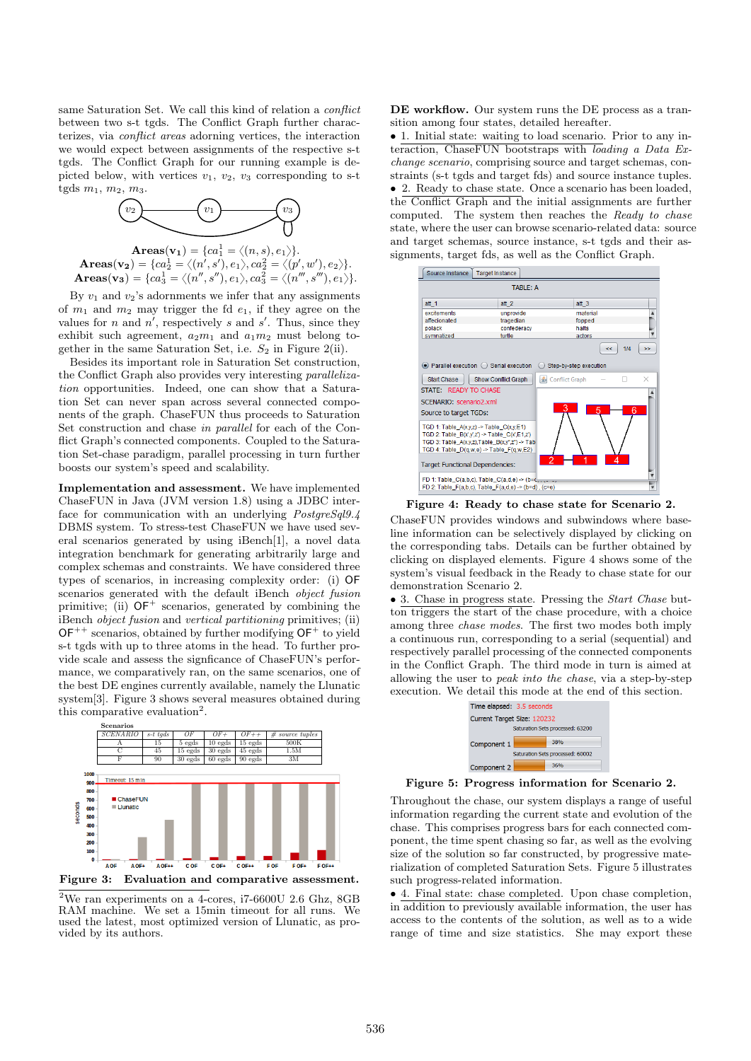same Saturation Set. We call this kind of relation a *conflict* between two s-t tgds. The Conflict Graph further characterizes, via *conflict areas* adorning vertices, the interaction we would expect between assignments of the respective s-t tgds. The Conflict Graph for our running example is depicted below, with vertices $v_1$, $v_2$, $v_3$ corresponding to s-t tgds $m_1$, $m_2$, $m_3$.

$v_2$ $v_1$ $v_3$

$$\textbf{Areas}(\mathbf{v_1}) = \{ca_1^1 = \langle(n, s), e_1\rangle\}.$$
$$\textbf{Areas}(\mathbf{v_2}) = \{ca_2^1 = \langle(n', s'), e_1\rangle, ca_2^2 = \langle(p', w'), e_2\rangle\}.$$
$$\textbf{Areas}(\mathbf{v_3}) = \{ca_3^1 = \langle(n'', s''), e_1\rangle, ca_3^2 = \langle(n''', s'''), e_1\rangle\}.$$

By $v_1$ and $v_2$'s adornments we infer that any assignments of $m_1$ and $m_2$ may trigger the fd $e_1$, if they agree on the values for $n$ and $n'$, respectively $s$ and $s'$. Thus, since they exhibit such agreement, $a_2m_1$ and $a_1m_2$ must belong together in the same Saturation Set, i.e. $S_2$ in Figure 2(ii).

Besides its important role in Saturation Set construction, the Conflict Graph also provides very interesting *parallelization* opportunities. Indeed, one can show that a Saturation Set can never span across several connected components of the graph. ChaseFUN thus proceeds to Saturation Set construction and chase *in parallel* for each of the Conflict Graph's connected components. Coupled to the Saturation Set-chase paradigm, parallel processing in turn further boosts our system's speed and scalability.

**Implementation and assessment.** We have implemented ChaseFUN in Java (JVM version 1.8) using a JDBC interface for communication with an underlying *PostgreSql9.4* DBMS system. To stress-test ChaseFUN we have used several scenarios generated by using iBench[1], a novel data integration benchmark for generating arbitrarily large and complex schemas and constraints. We have considered three types of scenarios, in increasing complexity order: (i) OF scenarios generated with the default iBench *object fusion* primitive; (ii) $\mathsf{OF}^+$ scenarios, generated by combining the iBench *object fusion* and *vertical partitioning* primitives; (ii) $\mathsf{OF}^{++}$ scenarios, obtained by further modifying $\mathsf{OF}^+$ to yield s-t tgds with up to three atoms in the head. To further provide scale and assess the signficance of ChaseFUN's performance, we comparatively ran, on the same scenarios, one of the best DE engines currently available, namely the Llunatic system[3]. Figure 3 shows several measures obtained during this comparative evaluation[2].

Scenarios

| SCENARIO | s-t tgds | OF | OF+ | OF++ | # source tuples |
|---|---|---|---|---|---|
| A | 15 | 5 egds | 10 egds | 15 egds | 500K |
| C | 45 | 15 egds | 30 egds | 45 egds | 1.5M |
| F | 90 | 30 egds | 60 egds | 90 egds | 3M |

Timeout: 15 min
ChaseFUN
Llunatic
seconds
1000 900 800 700 600 500 400 300 200 100 0
A OF, A OF+, A OF++, C OF, C OF+, C OF++, F OF, F OF+, F OF++

**Figure 3: Evaluation and comparative assessment.**

[2]We ran experiments on a 4-cores, i7-6600U 2.6 Ghz, 8GB RAM machine. We set a 15min timeout for all runs. We used the latest, most optimized version of Llunatic, as provided by its authors.

**DE workflow.** Our system runs the DE process as a transition among four states, detailed hereafter.

• 1. Initial state: waiting to load scenario. Prior to any interaction, ChaseFUN bootstraps with *loading a Data Exchange scenario*, comprising source and target schemas, constraints (s-t tgds and target fds) and source instance tuples.

• 2. Ready to chase state. Once a scenario has been loaded, the Conflict Graph and the initial assignments are further computed. The system then reaches the *Ready to chase* state, where the user can browse scenario-related data: source and target schemas, source instance, s-t tgds and their assignments, target fds, as well as the Conflict Graph.

Source Instance | Target Instance
TABLE: A
att_1 att_2 att_3
excitements unprovide material
affectionated tragedian fopped
polack confederacy halts
symmatized turtle actors
<< 1/4 >>
Parallel execution | Serial execution | Step-by-step execution
Start Chase | Show Conflict Graph
STATE: READY TO CHASE
SCENARIO: scenario2.xml
Source to target TGDs:
TGD 1: Table_A(x,y,z) -> Table_C(x,y,E1)
TGD 2: Table_B(x',y',z') -> Table_C(x',E1,z')
TGD 3: Table_A(x,y,z),Table_B(x,y'',z'') -> Tab
TGD 4: Table_D(q,w,e) -> Table_F(q,w,E2)
Target Functional Dependencies:
FD 1: Table_C(a,b,c), Table_C(a,d,e) -> (b=d), (c=e)
FD 2: Table_F(a,b,c), Table_F(a,d,e) -> (b=d), (c=e)
Conflict Graph
3 5 6
2 1 4

**Figure 4: Ready to chase state for Scenario 2.**

ChaseFUN provides windows and subwindows where baseline information can be selectively displayed by clicking on the corresponding tabs. Details can be further obtained by clicking on displayed elements. Figure 4 shows some of the system's visual feedback in the Ready to chase state for our demonstration Scenario 2.

• 3. Chase in progress state. Pressing the *Start Chase* button triggers the start of the chase procedure, with a choice among three *chase modes*. The first two modes both imply a continuous run, corresponding to a serial (sequential) and respectively parallel processing of the connected components in the Conflict Graph. The third mode in turn is aimed at allowing the user to *peak into the chase*, via a step-by-step execution. We detail this mode at the end of this section.

Time elapsed: 3.5 seconds
Current Target Size: 120232
Saturation Sets processed: 63200
Component 1 38%
Saturation Sets processed: 60002
Component 2 36%

**Figure 5: Progress information for Scenario 2.**

Throughout the chase, our system displays a range of useful information regarding the current state and evolution of the chase. This comprises progress bars for each connected component, the time spent chasing so far, as well as the evolving size of the solution so far constructed, by progressive materialization of completed Saturation Sets. Figure 5 illustrates such progress-related information.

• 4. Final state: chase completed. Upon chase completion, in addition to previously available information, the user has access to the contents of the solution, as well as to a wide range of time and size statistics. She may export these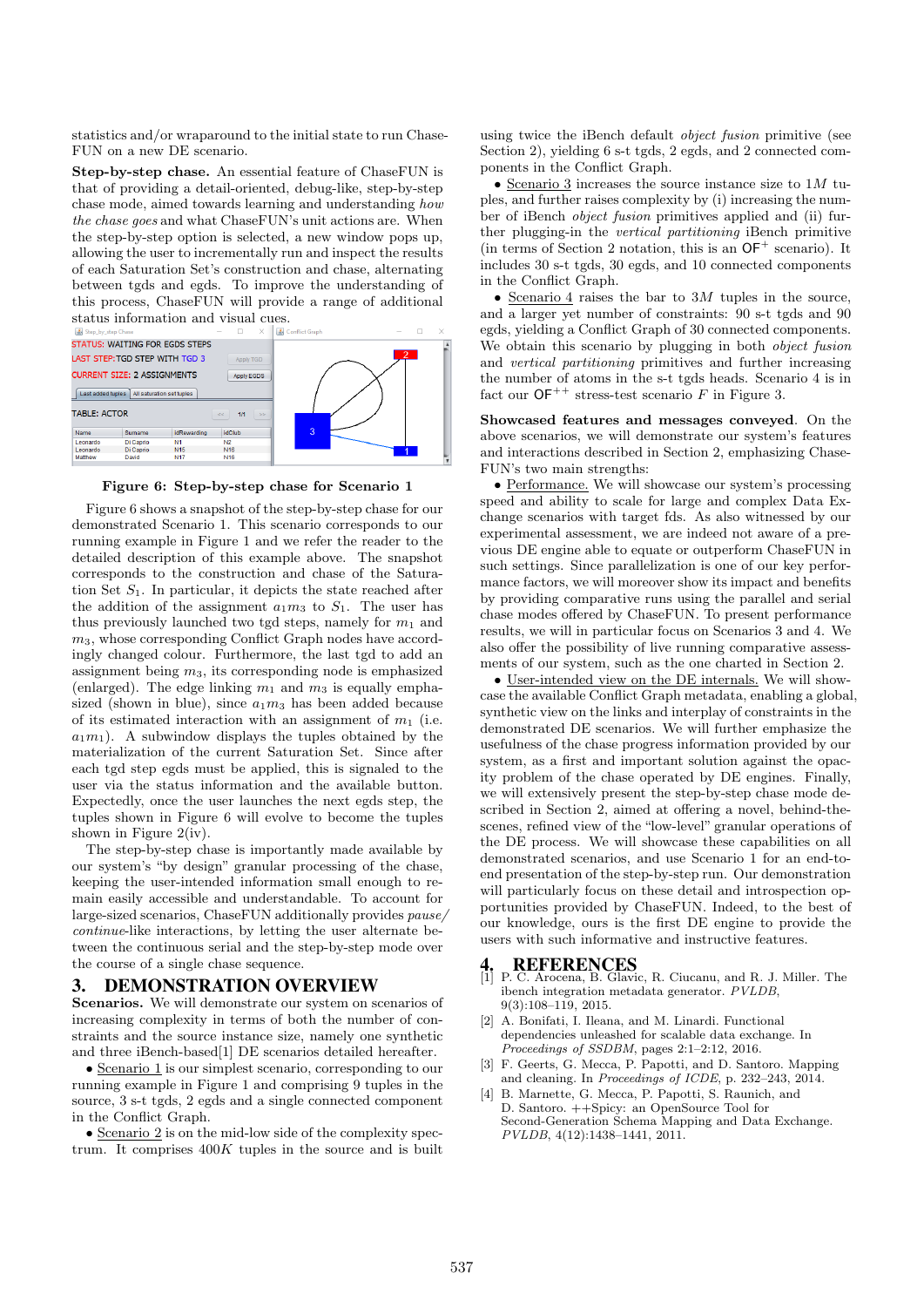statistics and/or wraparound to the initial state to run ChaseFUN on a new DE scenario.

**Step-by-step chase.** An essential feature of ChaseFUN is that of providing a detail-oriented, debug-like, step-by-step chase mode, aimed towards learning and understanding *how the chase goes* and what ChaseFUN's unit actions are. When the step-by-step option is selected, a new window pops up, allowing the user to incrementally run and inspect the results of each Saturation Set's construction and chase, alternating between tgds and egds. To improve the understanding of this process, ChaseFUN will provide a range of additional status information and visual cues.

STATUS: WAITING FOR EGDS STEPS
LAST STEP: TGD STEP WITH TGD 3
CURRENT SIZE: 2 ASSIGNMENTS
Apply TGD
Apply EGDS
Last added tuples
All saturation set tuples
TABLE: ACTOR

| Name | Surname | IdRewarding | IdClub |
|---|---|---|---|
| Leonardo | Di Caprio | N1 | N2 |
| Leonardo | Di Caprio | N15 | N16 |
| Matthew | David | N17 | N16 |

Conflict Graph
2
3
1

**Figure 6: Step-by-step chase for Scenario 1**

Figure 6 shows a snapshot of the step-by-step chase for our demonstrated Scenario 1. This scenario corresponds to our running example in Figure 1 and we refer the reader to the detailed description of this example above. The snapshot corresponds to the construction and chase of the Saturation Set $S_1$. In particular, it depicts the state reached after the addition of the assignment $a_1m_3$ to $S_1$. The user has thus previously launched two tgd steps, namely for $m_1$ and $m_3$, whose corresponding Conflict Graph nodes have accordingly changed colour. Furthermore, the last tgd to add an assignment being $m_3$, its corresponding node is emphasized (enlarged). The edge linking $m_1$ and $m_3$ is equally emphasized (shown in blue), since $a_1m_3$ has been added because of its estimated interaction with an assignment of $m_1$ (i.e. $a_1m_1$). A subwindow displays the tuples obtained by the materialization of the current Saturation Set. Since after each tgd step egds must be applied, this is signaled to the user via the status information and the available button. Expectedly, once the user launches the next egds step, the tuples shown in Figure 6 will evolve to become the tuples shown in Figure 2(iv).

The step-by-step chase is importantly made available by our system's "by design" granular processing of the chase, keeping the user-intended information small enough to remain easily accessible and understandable. To account for large-sized scenarios, ChaseFUN additionally provides *pause/continue*-like interactions, by letting the user alternate between the continuous serial and the step-by-step mode over the course of a single chase sequence.

## 3. DEMONSTRATION OVERVIEW

**Scenarios.** We will demonstrate our system on scenarios of increasing complexity in terms of both the number of constraints and the source instance size, namely one synthetic and three iBench-based[1] DE scenarios detailed hereafter.

- Scenario 1 is our simplest scenario, corresponding to our running example in Figure 1 and comprising 9 tuples in the source, 3 s-t tgds, 2 egds and a single connected component in the Conflict Graph.
- Scenario 2 is on the mid-low side of the complexity spectrum. It comprises $400K$ tuples in the source and is built using twice the iBench default *object fusion* primitive (see Section 2), yielding 6 s-t tgds, 2 egds, and 2 connected components in the Conflict Graph.
- Scenario 3 increases the source instance size to $1M$ tuples, and further raises complexity by (i) increasing the number of iBench *object fusion* primitives applied and (ii) further plugging-in the *vertical partitioning* iBench primitive (in terms of Section 2 notation, this is an $\mathsf{OF}^+$ scenario). It includes 30 s-t tgds, 30 egds, and 10 connected components in the Conflict Graph.
- Scenario 4 raises the bar to $3M$ tuples in the source, and a larger yet number of constraints: 90 s-t tgds and 90 egds, yielding a Conflict Graph of 30 connected components. We obtain this scenario by plugging in both *object fusion* and *vertical partitioning* primitives and further increasing the number of atoms in the s-t tgds heads. Scenario 4 is in fact our $\mathsf{OF}^{++}$ stress-test scenario $F$ in Figure 3.

**Showcased features and messages conveyed.** On the above scenarios, we will demonstrate our system's features and interactions described in Section 2, emphasizing ChaseFUN's two main strengths:

- Performance. We will showcase our system's processing speed and ability to scale for large and complex Data Exchange scenarios with target fds. As also witnessed by our experimental assessment, we are indeed not aware of a previous DE engine able to equate or outperform ChaseFUN in such settings. Since parallelization is one of our key performance factors, we will moreover show its impact and benefits by providing comparative runs using the parallel and serial chase modes offered by ChaseFUN. To present performance results, we will in particular focus on Scenarios 3 and 4. We also offer the possibility of live running comparative assessments of our system, such as the one charted in Section 2.
- User-intended view on the DE internals. We will showcase the available Conflict Graph metadata, enabling a global, synthetic view on the links and interplay of constraints in the demonstrated DE scenarios. We will further emphasize the usefulness of the chase progress information provided by our system, as a first and important solution against the opacity problem of the chase operated by DE engines. Finally, we will extensively present the step-by-step chase mode described in Section 2, aimed at offering a novel, behind-the-scenes, refined view of the "low-level" granular operations of the DE process. We will showcase these capabilities on all demonstrated scenarios, and use Scenario 1 for an end-to-end presentation of the step-by-step run. Our demonstration will particularly focus on these detail and introspection opportunities provided by ChaseFUN. Indeed, to the best of our knowledge, ours is the first DE engine to provide the users with such informative and instructive features.

## 4. REFERENCES

[1] P. C. Arocena, B. Glavic, R. Ciucanu, and R. J. Miller. The ibench integration metadata generator. *PVLDB*, 9(3):108–119, 2015.

[2] A. Bonifati, I. Ileana, and M. Linardi. Functional dependencies unleashed for scalable data exchange. In *Proceedings of SSDBM*, pages 2:1–2:12, 2016.

[3] F. Geerts, G. Mecca, P. Papotti, and D. Santoro. Mapping and cleaning. In *Proceedings of ICDE*, p. 232–243, 2014.

[4] B. Marnette, G. Mecca, P. Papotti, S. Raunich, and D. Santoro. ++Spicy: an OpenSource Tool for Second-Generation Schema Mapping and Data Exchange. *PVLDB*, 4(12):1438–1441, 2011.